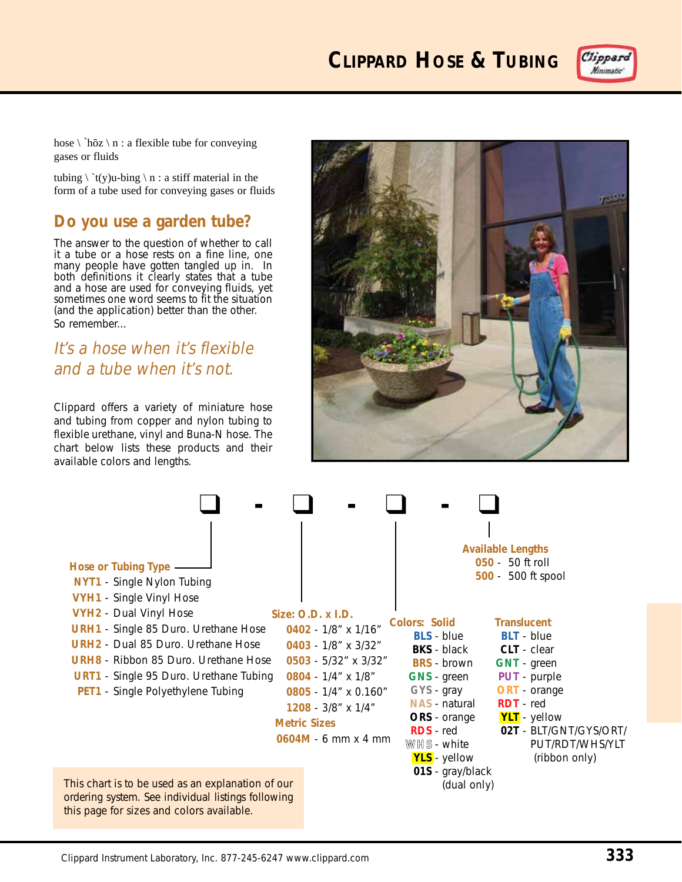# CLIPPARD HOSE & TUBING

hose \ `hōz \ n : a flexible tube for conveying gases or fluids

tubing \ `t(y)u-bing \ n : a stiff material in the form of a tube used for conveying gases or fluids

## Do you use a garden tube?

The answer to the question of whether to call it a tube or a hose rests on a fine line, one many people have gotten tangled up in. In both definitions it clearly states that a tube and a hose are used for conveying fluids, yet sometimes one word seems to fit the situation (and the application) better than the other. So remember...

*It's a hose when it's flexible and a tube when it's not.*

Clippard offers a variety of miniature hose and tubing from copper and nylon tubing to flexible urethane, vinyl and Buna-N hose. The chart below lists these products and their available colors and lengths.

❑ - ❑ - ❑ - ❑

**Hose or Tubing Type**

- **NYT1** - Single Nylon Tubing
- **VYH1** - Single Vinyl Hose
- **VYH2** - Dual Vinyl Hose
- **URH1** - Single 85 Duro. Urethane Hose
- **URH2** - Dual 85 Duro. Urethane Hose
- **URH8** - Ribbon 85 Duro. Urethane Hose
- **URT1** - Single 95 Duro. Urethane Tubing
- **PET1** - Single Polyethylene Tubing

**Size: O.D. x I.D.**

- **0402** - 1/8" x 1/16"
- **0403** - 1/8" x 3/32"
- **0503** - 5/32" x 3/32"
- **0804** - 1/4" x 1/8"
- **0805** - 1/4" x 0.160"
- **1208** - 3/8" x 1/4"

**Metric Sizes**

- **0604M** - 6 mm x 4 mm

**Colors: Solid**

- **BLS** - blue
- **BKS** - black
- **BRS** - brown
- **GNS** - green
- **GYS** - gray
- **NAS** - natural
- **ORS** - orange
- **RDS** - red
- **WHS** - white
- **YLS** - yellow
- **01S** - gray/black (dual only)

**Translucent**

- **BLT** - blue
- **CLT** - clear
- **GNT** - green
- **PUT** - purple
- **ORT** - orange
- **RDT** - red
- **YLT** - yellow
- **02T** - BLT/GNT/GYS/ORT/PUT/RDT/WHS/YLT (ribbon only)

**Available Lengths**

- **050** - 50 ft roll
- **500** - 500 ft spool

This chart is to be used as an explanation of our ordering system. See individual listings following this page for sizes and colors available.

Clippard Instrument Laboratory, Inc. 877-245-6247 www.clippard.com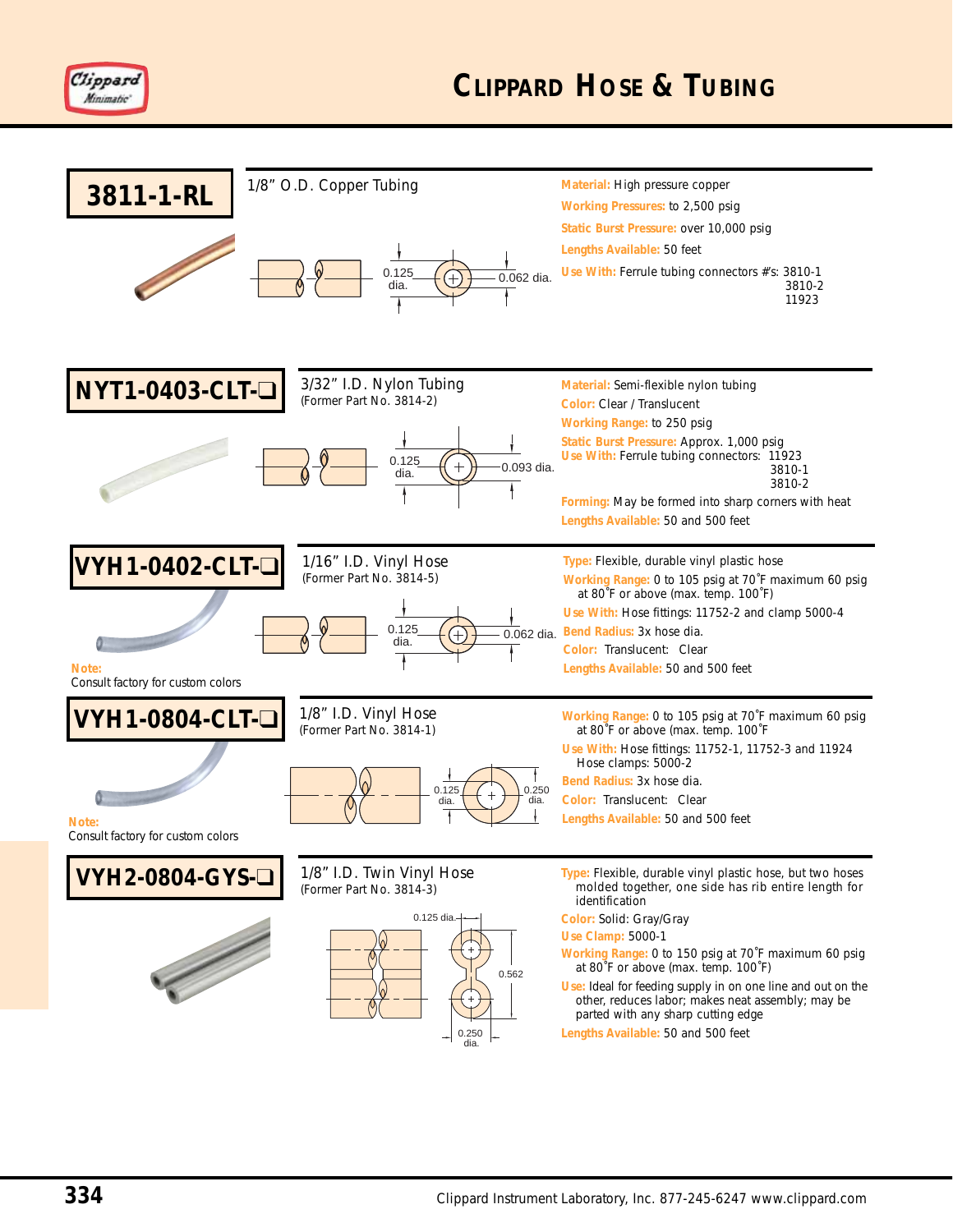# CLIPPARD HOSE & TUBING

## 3811-1-RL

1/8" O.D. Copper Tubing

0.125 dia. — 0.062 dia.

**Material:** High pressure copper
**Working Pressures:** to 2,500 psig
**Static Burst Pressure:** over 10,000 psig
**Lengths Available:** 50 feet
**Use With:** Ferrule tubing connectors #'s: 3810-1
3810-2
11923

## NYT1-0403-CLT-❑

3/32" I.D. Nylon Tubing
(Former Part No. 3814-2)

0.125 dia. — 0.093 dia.

**Material:** Semi-flexible nylon tubing
**Color:** Clear / Translucent
**Working Range:** to 250 psig
**Static Burst Pressure:** Approx. 1,000 psig
**Use With:** Ferrule tubing connectors: 11923
3810-1
3810-2
**Forming:** May be formed into sharp corners with heat
**Lengths Available:** 50 and 500 feet

## VYH1-0402-CLT-❑

1/16" I.D. Vinyl Hose
(Former Part No. 3814-5)

0.125 dia. — 0.062 dia.

**Note:** Consult factory for custom colors

**Type:** Flexible, durable vinyl plastic hose
**Working Range:** 0 to 105 psig at 70˚F maximum 60 psig at 80˚F or above (max. temp. 100˚F)
**Use With:** Hose fittings: 11752-2 and clamp 5000-4
**Bend Radius:** 3x hose dia.
**Color:** Translucent: Clear
**Lengths Available:** 50 and 500 feet

## VYH1-0804-CLT-❑

1/8" I.D. Vinyl Hose
(Former Part No. 3814-1)

0.125 dia. — 0.250 dia.

**Note:** Consult factory for custom colors

**Working Range:** 0 to 105 psig at 70˚F maximum 60 psig at 80˚F or above (max. temp. 100˚F
**Use With:** Hose fittings: 11752-1, 11752-3 and 11924
Hose clamps: 5000-2
**Bend Radius:** 3x hose dia.
**Color:** Translucent: Clear
**Lengths Available:** 50 and 500 feet

## VYH2-0804-GYS-❑

1/8" I.D. Twin Vinyl Hose
(Former Part No. 3814-3)

0.125 dia. — 0.562 — 0.250 dia.

**Type:** Flexible, durable vinyl plastic hose, but two hoses molded together, one side has rib entire length for identification
**Color:** Solid: Gray/Gray
**Use Clamp:** 5000-1
**Working Range:** 0 to 150 psig at 70˚F maximum 60 psig at 80˚F or above (max. temp. 100˚F)
**Use:** Ideal for feeding supply in on one line and out on the other, reduces labor; makes neat assembly; may be parted with any sharp cutting edge
**Lengths Available:** 50 and 500 feet

Clippard Instrument Laboratory, Inc. 877-245-6247 www.clippard.com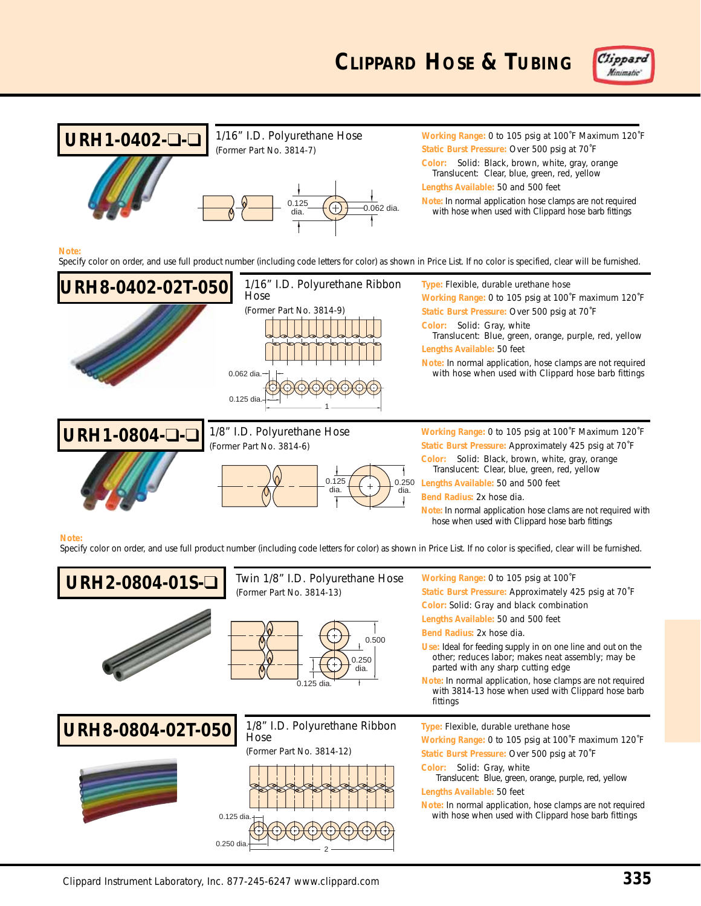# Clippard Hose & Tubing

## URH1-0402-❑-❑

1/16" I.D. Polyurethane Hose

(Former Part No. 3814-7)

0.125 dia. 0.062 dia.

**Working Range:** 0 to 105 psig at 100˚F Maximum 120˚F

**Static Burst Pressure:** Over 500 psig at 70˚F

**Color:** Solid: Black, brown, white, gray, orange
Translucent: Clear, blue, green, red, yellow

**Lengths Available:** 50 and 500 feet

**Note:** In normal application hose clamps are not required with hose when used with Clippard hose barb fittings

**Note:**
Specify color on order, and use full product number (including code letters for color) as shown in Price List. If no color is specified, clear will be furnished.

## URH8-0402-02T-050

1/16" I.D. Polyurethane Ribbon Hose

(Former Part No. 3814-9)

0.062 dia. 0.125 dia. 1

**Type:** Flexible, durable urethane hose

**Working Range:** 0 to 105 psig at 100˚F maximum 120˚F

**Static Burst Pressure:** Over 500 psig at 70˚F

**Color:** Solid: Gray, white
Translucent: Blue, green, orange, purple, red, yellow

**Lengths Available:** 50 feet

**Note:** In normal application, hose clamps are not required with hose when used with Clippard hose barb fittings

## URH1-0804-❑-❑

1/8" I.D. Polyurethane Hose

(Former Part No. 3814-6)

0.125 dia. 0.250 dia.

**Working Range:** 0 to 105 psig at 100˚F Maximum 120˚F

**Static Burst Pressure:** Approximately 425 psig at 70˚F

**Color:** Solid: Black, brown, white, gray, orange
Translucent: Clear, blue, green, red, yellow

**Lengths Available:** 50 and 500 feet

**Bend Radius:** 2x hose dia.

**Note:** In normal application hose clams are not required with hose when used with Clippard hose barb fittings

**Note:**
Specify color on order, and use full product number (including code letters for color) as shown in Price List. If no color is specified, clear will be furnished.

## URH2-0804-01S-❑

Twin 1/8" I.D. Polyurethane Hose

(Former Part No. 3814-13)

0.500 0.250 dia. 0.125 dia.

**Working Range:** 0 to 105 psig at 100˚F

**Static Burst Pressure:** Approximately 425 psig at 70˚F

**Color:** Solid: Gray and black combination

**Lengths Available:** 50 and 500 feet

**Bend Radius:** 2x hose dia.

**Use:** Ideal for feeding supply in on one line and out on the other; reduces labor; makes neat assembly; may be parted with any sharp cutting edge

**Note:** In normal application, hose clamps are not required with 3814-13 hose when used with Clippard hose barb fittings

## URH8-0804-02T-050

1/8" I.D. Polyurethane Ribbon Hose

(Former Part No. 3814-12)

0.125 dia. 0.250 dia. 2

**Type:** Flexible, durable urethane hose

**Working Range:** 0 to 105 psig at 100˚F maximum 120˚F

**Static Burst Pressure:** Over 500 psig at 70˚F

**Color:** Solid: Gray, white
Translucent: Blue, green, orange, purple, red, yellow

**Lengths Available:** 50 feet

**Note:** In normal application, hose clamps are not required with hose when used with Clippard hose barb fittings

Clippard Instrument Laboratory, Inc. 877-245-6247 www.clippard.com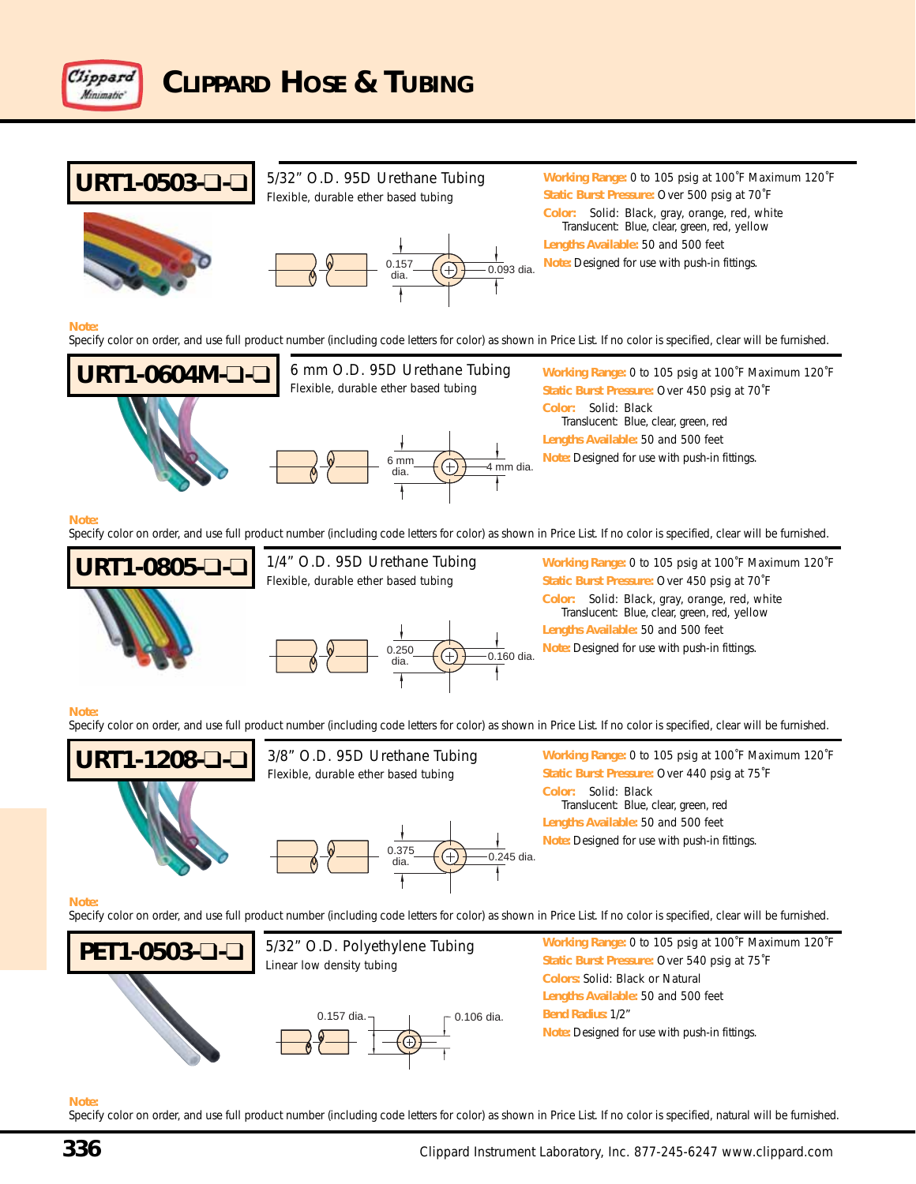# CLIPPARD HOSE & TUBING

## URT1-0503-❑-❑

5/32" O.D. 95D Urethane Tubing
Flexible, durable ether based tubing

0.157 dia. | 0.093 dia.

**Working Range:** 0 to 105 psig at 100˚F Maximum 120˚F
**Static Burst Pressure:** Over 500 psig at 70˚F
**Color:** Solid: Black, gray, orange, red, white
Translucent: Blue, clear, green, red, yellow
**Lengths Available:** 50 and 500 feet
**Note:** Designed for use with push-in fittings.

**Note:**
Specify color on order, and use full product number (including code letters for color) as shown in Price List. If no color is specified, clear will be furnished.

## URT1-0604M-❑-❑

6 mm O.D. 95D Urethane Tubing
Flexible, durable ether based tubing

6 mm dia. | 4 mm dia.

**Working Range:** 0 to 105 psig at 100˚F Maximum 120˚F
**Static Burst Pressure:** Over 450 psig at 70˚F
**Color:** Solid: Black
Translucent: Blue, clear, green, red
**Lengths Available:** 50 and 500 feet
**Note:** Designed for use with push-in fittings.

**Note:**
Specify color on order, and use full product number (including code letters for color) as shown in Price List. If no color is specified, clear will be furnished.

## URT1-0805-❑-❑

1/4" O.D. 95D Urethane Tubing
Flexible, durable ether based tubing

0.250 dia. | 0.160 dia.

**Working Range:** 0 to 105 psig at 100˚F Maximum 120˚F
**Static Burst Pressure:** Over 450 psig at 70˚F
**Color:** Solid: Black, gray, orange, red, white
Translucent: Blue, clear, green, red, yellow
**Lengths Available:** 50 and 500 feet
**Note:** Designed for use with push-in fittings.

**Note:**
Specify color on order, and use full product number (including code letters for color) as shown in Price List. If no color is specified, clear will be furnished.

## URT1-1208-❑-❑

3/8" O.D. 95D Urethane Tubing
Flexible, durable ether based tubing

0.375 dia. | 0.245 dia.

**Working Range:** 0 to 105 psig at 100˚F Maximum 120˚F
**Static Burst Pressure:** Over 440 psig at 75˚F
**Color:** Solid: Black
Translucent: Blue, clear, green, red
**Lengths Available:** 50 and 500 feet
**Note:** Designed for use with push-in fittings.

**Note:**
Specify color on order, and use full product number (including code letters for color) as shown in Price List. If no color is specified, clear will be furnished.

## PET1-0503-❑-❑

5/32" O.D. Polyethylene Tubing
Linear low density tubing

0.157 dia. | 0.106 dia.

**Working Range:** 0 to 105 psig at 100˚F Maximum 120˚F
**Static Burst Pressure:** Over 540 psig at 75˚F
**Colors:** Solid: Black or Natural
**Lengths Available:** 50 and 500 feet
**Bend Radius:** 1/2"
**Note:** Designed for use with push-in fittings.

**Note:**
Specify color on order, and use full product number (including code letters for color) as shown in Price List. If no color is specified, natural will be furnished.

Clippard Instrument Laboratory, Inc. 877-245-6247 www.clippard.com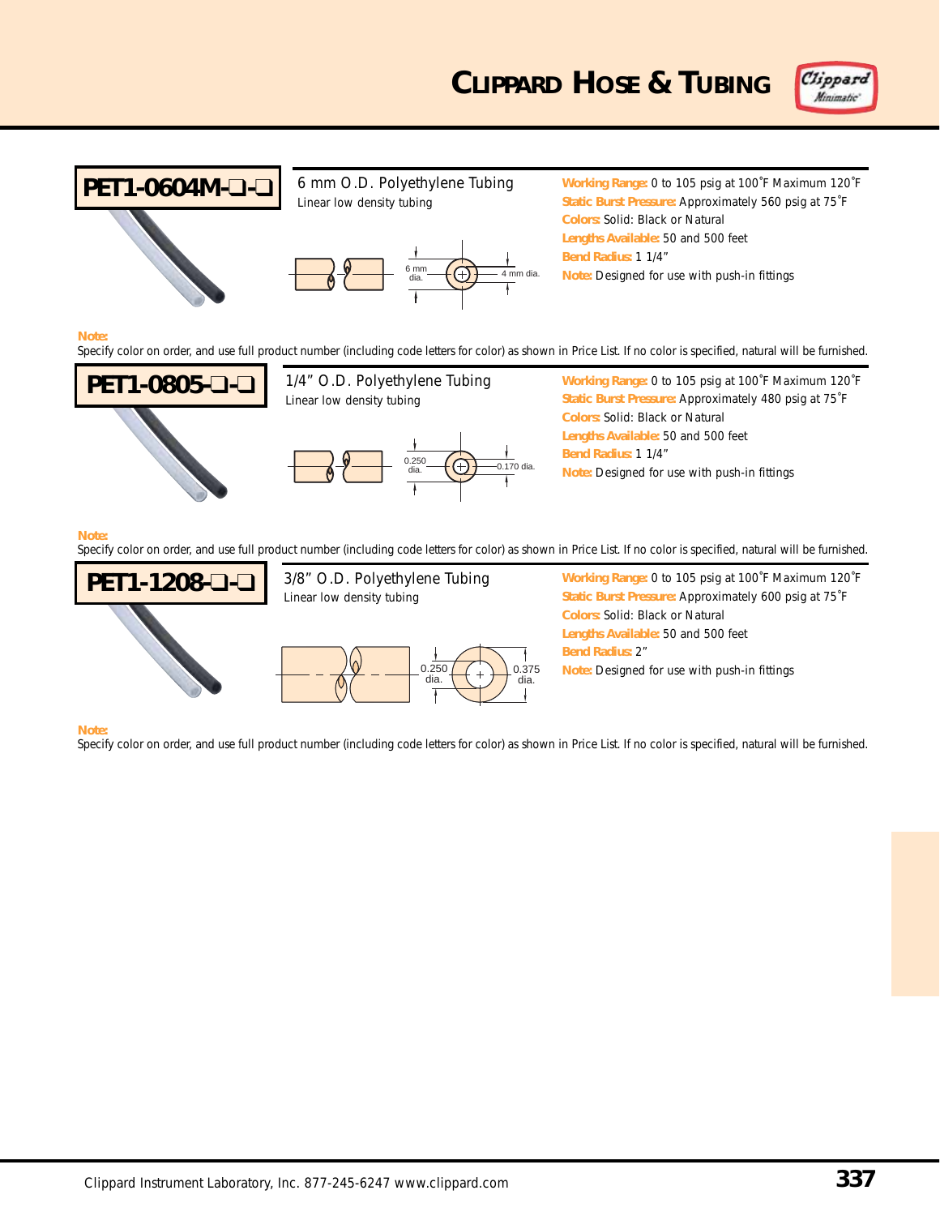# CLIPPARD HOSE & TUBING

## PET1-0604M-❑-❑

6 mm O.D. Polyethylene Tubing

Linear low density tubing

6 mm dia. — 4 mm dia.

**Working Range:** 0 to 105 psig at 100˚F Maximum 120˚F
**Static Burst Pressure:** Approximately 560 psig at 75˚F
**Colors:** Solid: Black or Natural
**Lengths Available:** 50 and 500 feet
**Bend Radius:** 1 1/4"
**Note:** Designed for use with push-in fittings

**Note:**
Specify color on order, and use full product number (including code letters for color) as shown in Price List. If no color is specified, natural will be furnished.

## PET1-0805-❑-❑

1/4" O.D. Polyethylene Tubing

Linear low density tubing

0.250 dia. — 0.170 dia.

**Working Range:** 0 to 105 psig at 100˚F Maximum 120˚F
**Static Burst Pressure:** Approximately 480 psig at 75˚F
**Colors:** Solid: Black or Natural
**Lengths Available:** 50 and 500 feet
**Bend Radius:** 1 1/4"
**Note:** Designed for use with push-in fittings

**Note:**
Specify color on order, and use full product number (including code letters for color) as shown in Price List. If no color is specified, natural will be furnished.

## PET1-1208-❑-❑

3/8" O.D. Polyethylene Tubing

Linear low density tubing

0.250 dia. — 0.375 dia.

**Working Range:** 0 to 105 psig at 100˚F Maximum 120˚F
**Static Burst Pressure:** Approximately 600 psig at 75˚F
**Colors:** Solid: Black or Natural
**Lengths Available:** 50 and 500 feet
**Bend Radius:** 2"
**Note:** Designed for use with push-in fittings

**Note:**
Specify color on order, and use full product number (including code letters for color) as shown in Price List. If no color is specified, natural will be furnished.

Clippard Instrument Laboratory, Inc. 877-245-6247 www.clippard.com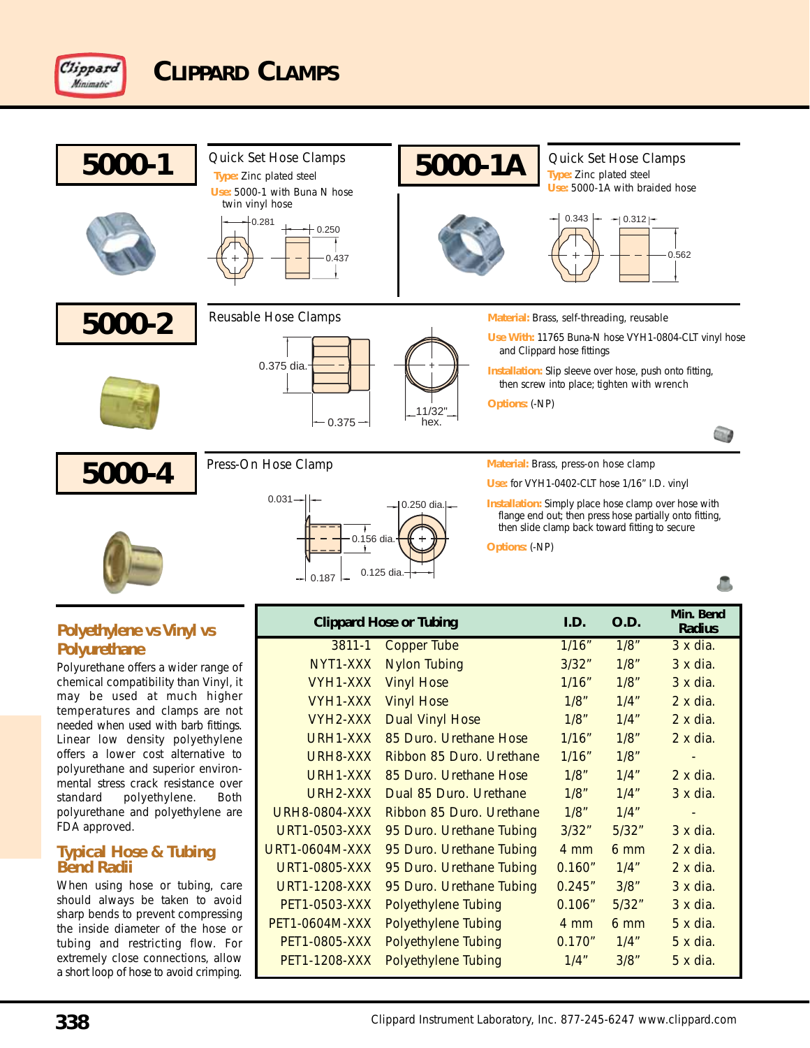# CLIPPARD CLAMPS

## 5000-1

Quick Set Hose Clamps

**Type:** Zinc plated steel

**Use:** 5000-1 with Buna N hose twin vinyl hose

0.281
0.250
0.437

## 5000-1A

Quick Set Hose Clamps

**Type:** Zinc plated steel

**Use:** 5000-1A with braided hose

0.343
0.312
0.562

## 5000-2

Reusable Hose Clamps

0.375 dia.
0.375
11/32" hex.

**Material:** Brass, self-threading, reusable

**Use With:** 11765 Buna-N hose VYH1-0804-CLT vinyl hose and Clippard hose fittings

**Installation:** Slip sleeve over hose, push onto fitting, then screw into place; tighten with wrench

**Options:** (-NP)

## 5000-4

Press-On Hose Clamp

0.031
0.250 dia.
0.156 dia.
0.187
0.125 dia.

**Material:** Brass, press-on hose clamp

**Use:** for VYH1-0402-CLT hose 1/16" I.D. vinyl

**Installation:** Simply place hose clamp over hose with flange end out; then press hose partially onto fitting, then slide clamp back toward fitting to secure

**Options:** (-NP)

## Polyethylene vs Vinyl vs Polyurethane

Polyurethane offers a wider range of chemical compatibility than Vinyl, it may be used at much higher temperatures and clamps are not needed when used with barb fittings. Linear low density polyethylene offers a lower cost alternative to polyurethane and superior environmental stress crack resistance over standard polyethylene. Both polyurethane and polyethylene are FDA approved.

## Typical Hose & Tubing Bend Radii

When using hose or tubing, care should always be taken to avoid sharp bends to prevent compressing the inside diameter of the hose or tubing and restricting flow. For extremely close connections, allow a short loop of hose to avoid crimping.

| Clippard Hose or Tubing | | I.D. | O.D. | Min. Bend Radius |
|---|---|---|---|---|
| 3811-1 | Copper Tube | 1/16" | 1/8" | 3 x dia. |
| NYT1-XXX | Nylon Tubing | 3/32" | 1/8" | 3 x dia. |
| VYH1-XXX | Vinyl Hose | 1/16" | 1/8" | 3 x dia. |
| VYH1-XXX | Vinyl Hose | 1/8" | 1/4" | 2 x dia. |
| VYH2-XXX | Dual Vinyl Hose | 1/8" | 1/4" | 2 x dia. |
| URH1-XXX | 85 Duro. Urethane Hose | 1/16" | 1/8" | 2 x dia. |
| URH8-XXX | Ribbon 85 Duro. Urethane | 1/16" | 1/8" | - |
| URH1-XXX | 85 Duro. Urethane Hose | 1/8" | 1/4" | 2 x dia. |
| URH2-XXX | Dual 85 Duro. Urethane | 1/8" | 1/4" | 3 x dia. |
| URH8-0804-XXX | Ribbon 85 Duro. Urethane | 1/8" | 1/4" | - |
| URT1-0503-XXX | 95 Duro. Urethane Tubing | 3/32" | 5/32" | 3 x dia. |
| URT1-0604M-XXX | 95 Duro. Urethane Tubing | 4 mm | 6 mm | 2 x dia. |
| URT1-0805-XXX | 95 Duro. Urethane Tubing | 0.160" | 1/4" | 2 x dia. |
| URT1-1208-XXX | 95 Duro. Urethane Tubing | 0.245" | 3/8" | 3 x dia. |
| PET1-0503-XXX | Polyethylene Tubing | 0.106" | 5/32" | 3 x dia. |
| PET1-0604M-XXX | Polyethylene Tubing | 4 mm | 6 mm | 5 x dia. |
| PET1-0805-XXX | Polyethylene Tubing | 0.170" | 1/4" | 5 x dia. |
| PET1-1208-XXX | Polyethylene Tubing | 1/4" | 3/8" | 5 x dia. |